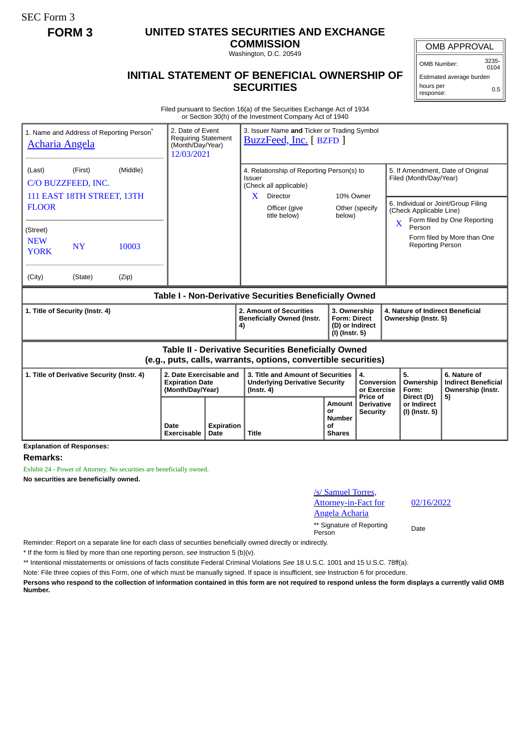SEC Form 3

**FORM 3**

# UNITED STATES SECURITIES AND EXCHANGE COMMISSION

Washington, D.C. 20549

## INITIAL STATEMENT OF BENEFICIAL OWNERSHIP OF SECURITIES

| OMB APPROVAL | |
|---|---|
| OMB Number: | 3235-0104 |
| Estimated average burden hours per response: | 0.5 |

Filed pursuant to Section 16(a) of the Securities Exchange Act of 1934 or Section 30(h) of the Investment Company Act of 1940

| 1. Name and Address of Reporting Person* | 2. Date of Event Requiring Statement (Month/Day/Year) | 3. Issuer Name and Ticker or Trading Symbol |
|---|---|---|
| Acharia Angela<br>(Last) (First) (Middle)<br>C/O BUZZFEED, INC.<br>111 EAST 18TH STREET, 13TH FLOOR<br>(Street)<br>NEW YORK NY 10003<br>(City) (State) (Zip) | 12/03/2021 | BuzzFeed, Inc. [ BZFD ] |

4. Relationship of Reporting Person(s) to Issuer (Check all applicable)
- X Director
- 10% Owner
- Officer (give title below)
- Other (specify below)

5. If Amendment, Date of Original Filed (Month/Day/Year)

6. Individual or Joint/Group Filing (Check Applicable Line)
- X Form filed by One Reporting Person
- Form filed by More than One Reporting Person

**Table I - Non-Derivative Securities Beneficially Owned**

| 1. Title of Security (Instr. 4) | 2. Amount of Securities Beneficially Owned (Instr. 4) | 3. Ownership Form: Direct (D) or Indirect (I) (Instr. 5) | 4. Nature of Indirect Beneficial Ownership (Instr. 5) |
|---|---|---|---|

**Table II - Derivative Securities Beneficially Owned (e.g., puts, calls, warrants, options, convertible securities)**

| 1. Title of Derivative Security (Instr. 4) | 2. Date Exercisable and Expiration Date (Month/Day/Year) | | 3. Title and Amount of Securities Underlying Derivative Security (Instr. 4) | | 4. Conversion or Exercise Price of Derivative Security | 5. Ownership Form: Direct (D) or Indirect (I) (Instr. 5) | 6. Nature of Indirect Beneficial Ownership (Instr. 5) |
|---|---|---|---|---|---|---|---|
| | Date Exercisable | Expiration Date | Title | Amount or Number of Shares | | | |

**Explanation of Responses:**

## Remarks:

Exhibit 24 - Power of Attorney. No securities are beneficially owned.

**No securities are beneficially owned.**

| /s/ Samuel Torres, Attorney-in-Fact for Angela Acharia | 02/16/2022 |
|---|---|
| ** Signature of Reporting Person | Date |

Reminder: Report on a separate line for each class of securities beneficially owned directly or indirectly.

* If the form is filed by more than one reporting person, *see* Instruction 5 (b)(v).

** Intentional misstatements or omissions of facts constitute Federal Criminal Violations *See* 18 U.S.C. 1001 and 15 U.S.C. 78ff(a).

Note: File three copies of this Form, one of which must be manually signed. If space is insufficient, *see* Instruction 6 for procedure.

**Persons who respond to the collection of information contained in this form are not required to respond unless the form displays a currently valid OMB Number.**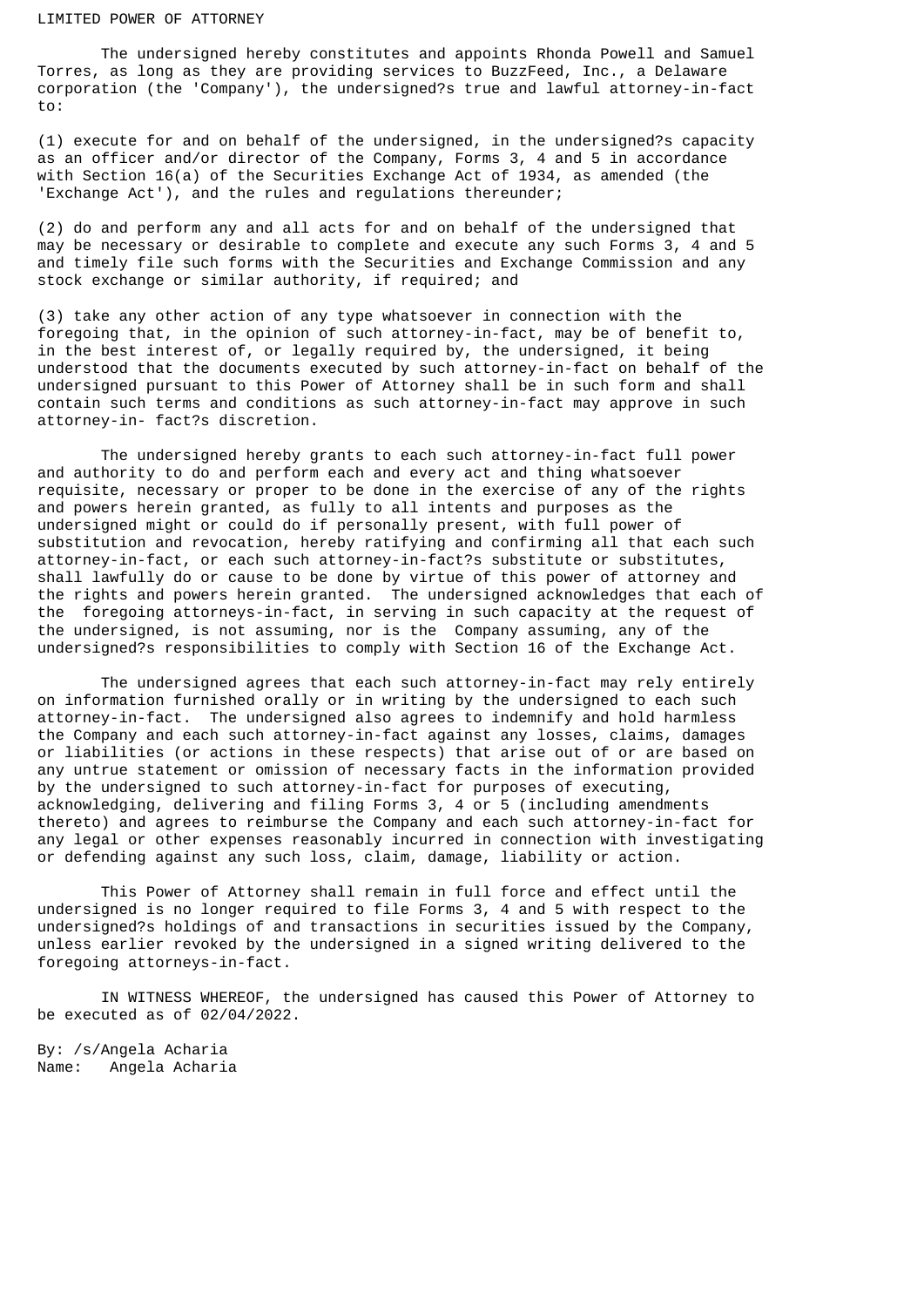LIMITED POWER OF ATTORNEY

The undersigned hereby constitutes and appoints Rhonda Powell and Samuel Torres, as long as they are providing services to BuzzFeed, Inc., a Delaware corporation (the 'Company'), the undersigned?s true and lawful attorney-in-fact to:

(1) execute for and on behalf of the undersigned, in the undersigned?s capacity as an officer and/or director of the Company, Forms 3, 4 and 5 in accordance with Section 16(a) of the Securities Exchange Act of 1934, as amended (the 'Exchange Act'), and the rules and regulations thereunder;

(2) do and perform any and all acts for and on behalf of the undersigned that may be necessary or desirable to complete and execute any such Forms 3, 4 and 5 and timely file such forms with the Securities and Exchange Commission and any stock exchange or similar authority, if required; and

(3) take any other action of any type whatsoever in connection with the foregoing that, in the opinion of such attorney-in-fact, may be of benefit to, in the best interest of, or legally required by, the undersigned, it being understood that the documents executed by such attorney-in-fact on behalf of the undersigned pursuant to this Power of Attorney shall be in such form and shall contain such terms and conditions as such attorney-in-fact may approve in such attorney-in- fact?s discretion.

The undersigned hereby grants to each such attorney-in-fact full power and authority to do and perform each and every act and thing whatsoever requisite, necessary or proper to be done in the exercise of any of the rights and powers herein granted, as fully to all intents and purposes as the undersigned might or could do if personally present, with full power of substitution and revocation, hereby ratifying and confirming all that each such attorney-in-fact, or each such attorney-in-fact?s substitute or substitutes, shall lawfully do or cause to be done by virtue of this power of attorney and the rights and powers herein granted. The undersigned acknowledges that each of the foregoing attorneys-in-fact, in serving in such capacity at the request of the undersigned, is not assuming, nor is the Company assuming, any of the undersigned?s responsibilities to comply with Section 16 of the Exchange Act.

The undersigned agrees that each such attorney-in-fact may rely entirely on information furnished orally or in writing by the undersigned to each such attorney-in-fact. The undersigned also agrees to indemnify and hold harmless the Company and each such attorney-in-fact against any losses, claims, damages or liabilities (or actions in these respects) that arise out of or are based on any untrue statement or omission of necessary facts in the information provided by the undersigned to such attorney-in-fact for purposes of executing, acknowledging, delivering and filing Forms 3, 4 or 5 (including amendments thereto) and agrees to reimburse the Company and each such attorney-in-fact for any legal or other expenses reasonably incurred in connection with investigating or defending against any such loss, claim, damage, liability or action.

This Power of Attorney shall remain in full force and effect until the undersigned is no longer required to file Forms 3, 4 and 5 with respect to the undersigned?s holdings of and transactions in securities issued by the Company, unless earlier revoked by the undersigned in a signed writing delivered to the foregoing attorneys-in-fact.

IN WITNESS WHEREOF, the undersigned has caused this Power of Attorney to be executed as of 02/04/2022.

By: /s/Angela Acharia
Name: Angela Acharia